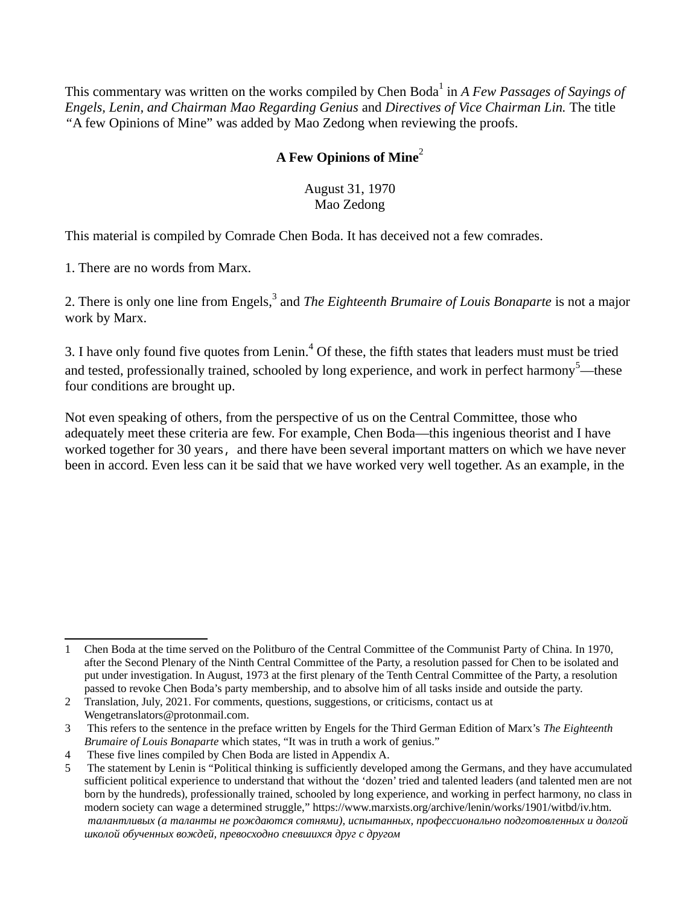This commentary was written on the works compiled by Chen Boda[1] in *A Few Passages of Sayings of Engels, Lenin, and Chairman Mao Regarding Genius* and *Directives of Vice Chairman Lin.* The title "A few Opinions of Mine" was added by Mao Zedong when reviewing the proofs.

**A Few Opinions of Mine**[2]

August 31, 1970
Mao Zedong

This material is compiled by Comrade Chen Boda. It has deceived not a few comrades.

1. There are no words from Marx.

2. There is only one line from Engels,[3] and *The Eighteenth Brumaire of Louis Bonaparte* is not a major work by Marx.

3. I have only found five quotes from Lenin.[4] Of these, the fifth states that leaders must must be tried and tested, professionally trained, schooled by long experience, and work in perfect harmony[5]—these four conditions are brought up.

Not even speaking of others, from the perspective of us on the Central Committee, those who adequately meet these criteria are few. For example, Chen Boda—this ingenious theorist and I have worked together for 30 years， and there have been several important matters on which we have never been in accord. Even less can it be said that we have worked very well together. As an example, in the

---

1 Chen Boda at the time served on the Politburo of the Central Committee of the Communist Party of China. In 1970, after the Second Plenary of the Ninth Central Committee of the Party, a resolution passed for Chen to be isolated and put under investigation. In August, 1973 at the first plenary of the Tenth Central Committee of the Party, a resolution passed to revoke Chen Boda's party membership, and to absolve him of all tasks inside and outside the party.

2 Translation, July, 2021. For comments, questions, suggestions, or criticisms, contact us at Wengetranslators@protonmail.com.

3 This refers to the sentence in the preface written by Engels for the Third German Edition of Marx's *The Eighteenth Brumaire of Louis Bonaparte* which states, "It was in truth a work of genius."

4 These five lines compiled by Chen Boda are listed in Appendix A.

5 The statement by Lenin is "Political thinking is sufficiently developed among the Germans, and they have accumulated sufficient political experience to understand that without the 'dozen' tried and talented leaders (and talented men are not born by the hundreds), professionally trained, schooled by long experience, and working in perfect harmony, no class in modern society can wage a determined struggle," https://www.marxists.org/archive/lenin/works/1901/witbd/iv.htm. *талантливых (а таланты не рождаются сотнями), испытанных, профессионально подготовленных и долгой школой обученных вождей, превосходно спевшихся друг с другом*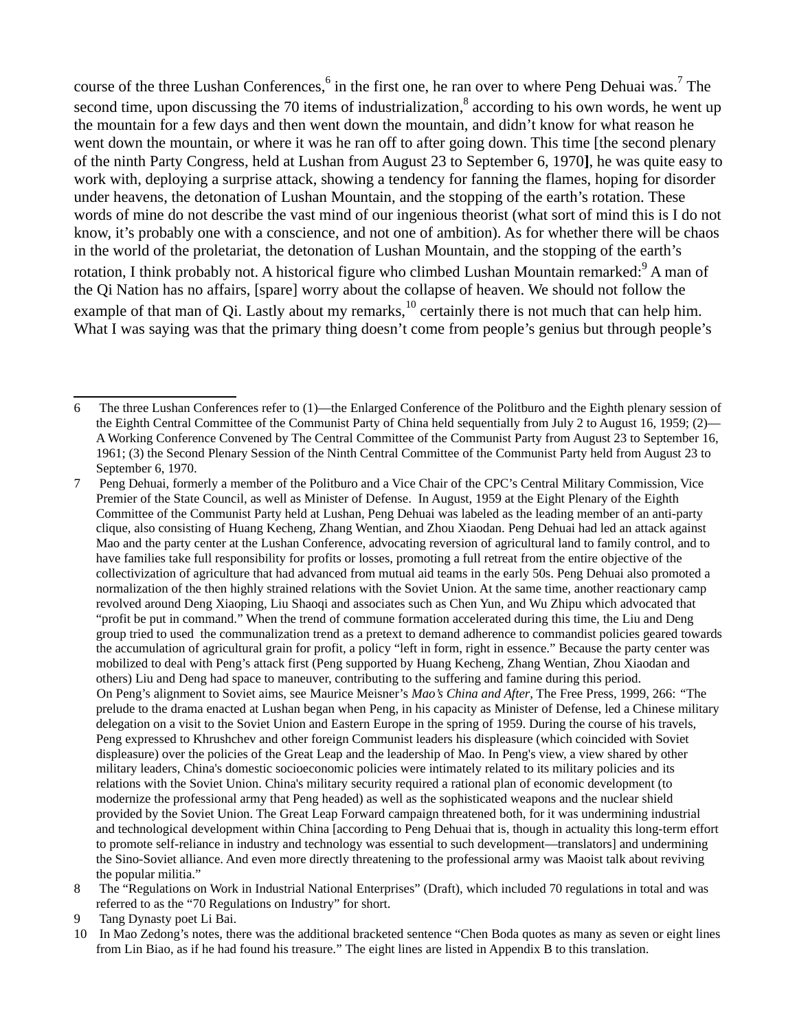course of the three Lushan Conferences,[6] in the first one, he ran over to where Peng Dehuai was.[7] The second time, upon discussing the 70 items of industrialization,[8] according to his own words, he went up the mountain for a few days and then went down the mountain, and didn't know for what reason he went down the mountain, or where it was he ran off to after going down. This time [the second plenary of the ninth Party Congress, held at Lushan from August 23 to September 6, 1970**]**, he was quite easy to work with, deploying a surprise attack, showing a tendency for fanning the flames, hoping for disorder under heavens, the detonation of Lushan Mountain, and the stopping of the earth's rotation. These words of mine do not describe the vast mind of our ingenious theorist (what sort of mind this is I do not know, it's probably one with a conscience, and not one of ambition). As for whether there will be chaos in the world of the proletariat, the detonation of Lushan Mountain, and the stopping of the earth's rotation, I think probably not. A historical figure who climbed Lushan Mountain remarked:[9] A man of the Qi Nation has no affairs, [spare] worry about the collapse of heaven. We should not follow the example of that man of Qi. Lastly about my remarks,[10] certainly there is not much that can help him. What I was saying was that the primary thing doesn't come from people's genius but through people's

---

6 The three Lushan Conferences refer to (1)—the Enlarged Conference of the Politburo and the Eighth plenary session of the Eighth Central Committee of the Communist Party of China held sequentially from July 2 to August 16, 1959; (2)—A Working Conference Convened by The Central Committee of the Communist Party from August 23 to September 16, 1961; (3) the Second Plenary Session of the Ninth Central Committee of the Communist Party held from August 23 to September 6, 1970.

7 Peng Dehuai, formerly a member of the Politburo and a Vice Chair of the CPC's Central Military Commission, Vice Premier of the State Council, as well as Minister of Defense. In August, 1959 at the Eight Plenary of the Eighth Committee of the Communist Party held at Lushan, Peng Dehuai was labeled as the leading member of an anti-party clique, also consisting of Huang Kecheng, Zhang Wentian, and Zhou Xiaodan. Peng Dehuai had led an attack against Mao and the party center at the Lushan Conference, advocating reversion of agricultural land to family control, and to have families take full responsibility for profits or losses, promoting a full retreat from the entire objective of the collectivization of agriculture that had advanced from mutual aid teams in the early 50s. Peng Dehuai also promoted a normalization of the then highly strained relations with the Soviet Union. At the same time, another reactionary camp revolved around Deng Xiaoping, Liu Shaoqi and associates such as Chen Yun, and Wu Zhipu which advocated that "profit be put in command." When the trend of commune formation accelerated during this time, the Liu and Deng group tried to used the communalization trend as a pretext to demand adherence to commandist policies geared towards the accumulation of agricultural grain for profit, a policy "left in form, right in essence." Because the party center was mobilized to deal with Peng's attack first (Peng supported by Huang Kecheng, Zhang Wentian, Zhou Xiaodan and others) Liu and Deng had space to maneuver, contributing to the suffering and famine during this period.
On Peng's alignment to Soviet aims, see Maurice Meisner's *Mao's China and After*, The Free Press, 1999, 266: "The prelude to the drama enacted at Lushan began when Peng, in his capacity as Minister of Defense, led a Chinese military delegation on a visit to the Soviet Union and Eastern Europe in the spring of 1959. During the course of his travels, Peng expressed to Khrushchev and other foreign Communist leaders his displeasure (which coincided with Soviet displeasure) over the policies of the Great Leap and the leadership of Mao. In Peng's view, a view shared by other military leaders, China's domestic socioeconomic policies were intimately related to its military policies and its relations with the Soviet Union. China's military security required a rational plan of economic development (to modernize the professional army that Peng headed) as well as the sophisticated weapons and the nuclear shield provided by the Soviet Union. The Great Leap Forward campaign threatened both, for it was undermining industrial and technological development within China [according to Peng Dehuai that is, though in actuality this long-term effort to promote self-reliance in industry and technology was essential to such development—translators] and undermining the Sino-Soviet alliance. And even more directly threatening to the professional army was Maoist talk about reviving the popular militia."

8 The "Regulations on Work in Industrial National Enterprises" (Draft), which included 70 regulations in total and was referred to as the "70 Regulations on Industry" for short.

9 Tang Dynasty poet Li Bai.

10 In Mao Zedong's notes, there was the additional bracketed sentence "Chen Boda quotes as many as seven or eight lines from Lin Biao, as if he had found his treasure." The eight lines are listed in Appendix B to this translation.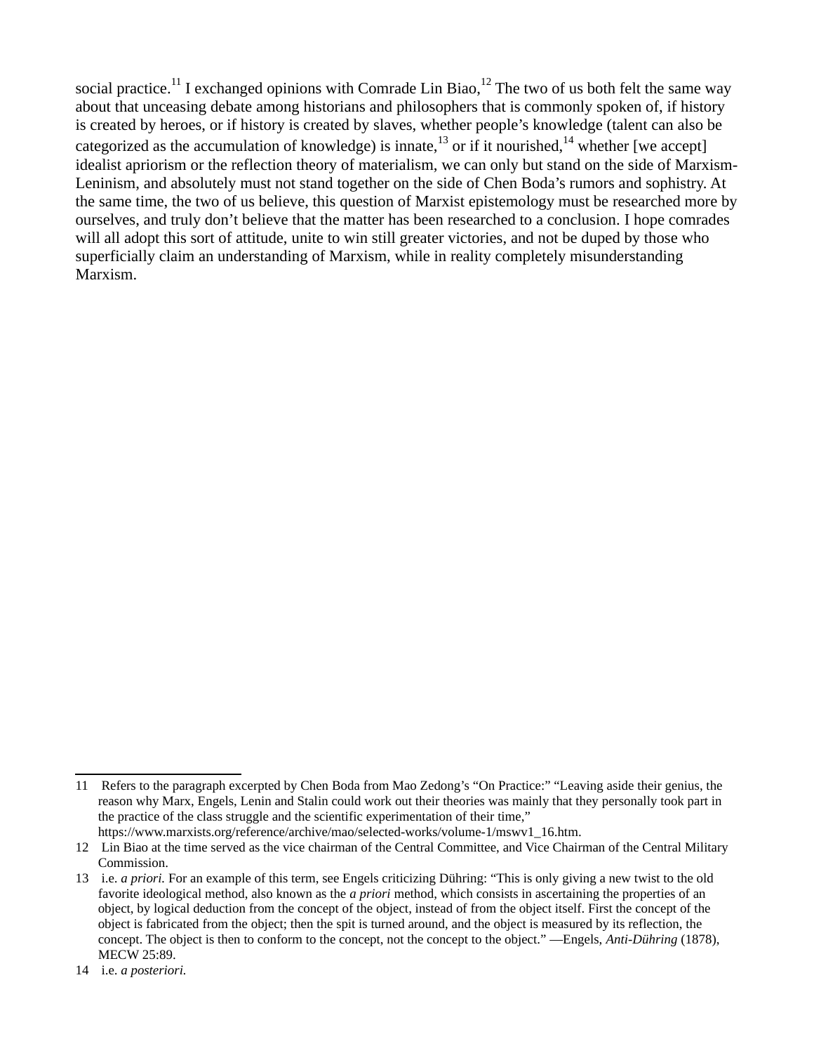social practice.[11] I exchanged opinions with Comrade Lin Biao,[12] The two of us both felt the same way about that unceasing debate among historians and philosophers that is commonly spoken of, if history is created by heroes, or if history is created by slaves, whether people's knowledge (talent can also be categorized as the accumulation of knowledge) is innate,[13] or if it nourished,[14] whether [we accept] idealist apriorism or the reflection theory of materialism, we can only but stand on the side of Marxism-Leninism, and absolutely must not stand together on the side of Chen Boda's rumors and sophistry. At the same time, the two of us believe, this question of Marxist epistemology must be researched more by ourselves, and truly don't believe that the matter has been researched to a conclusion. I hope comrades will all adopt this sort of attitude, unite to win still greater victories, and not be duped by those who superficially claim an understanding of Marxism, while in reality completely misunderstanding Marxism.

---

11 Refers to the paragraph excerpted by Chen Boda from Mao Zedong's "On Practice:" "Leaving aside their genius, the reason why Marx, Engels, Lenin and Stalin could work out their theories was mainly that they personally took part in the practice of the class struggle and the scientific experimentation of their time," https://www.marxists.org/reference/archive/mao/selected-works/volume-1/mswv1_16.htm.

12 Lin Biao at the time served as the vice chairman of the Central Committee, and Vice Chairman of the Central Military Commission.

13 i.e. *a priori*. For an example of this term, see Engels criticizing Dühring: "This is only giving a new twist to the old favorite ideological method, also known as the *a priori* method, which consists in ascertaining the properties of an object, by logical deduction from the concept of the object, instead of from the object itself. First the concept of the object is fabricated from the object; then the spit is turned around, and the object is measured by its reflection, the concept. The object is then to conform to the concept, not the concept to the object." —Engels, *Anti-Dühring* (1878), MECW 25:89.

14 i.e. *a posteriori*.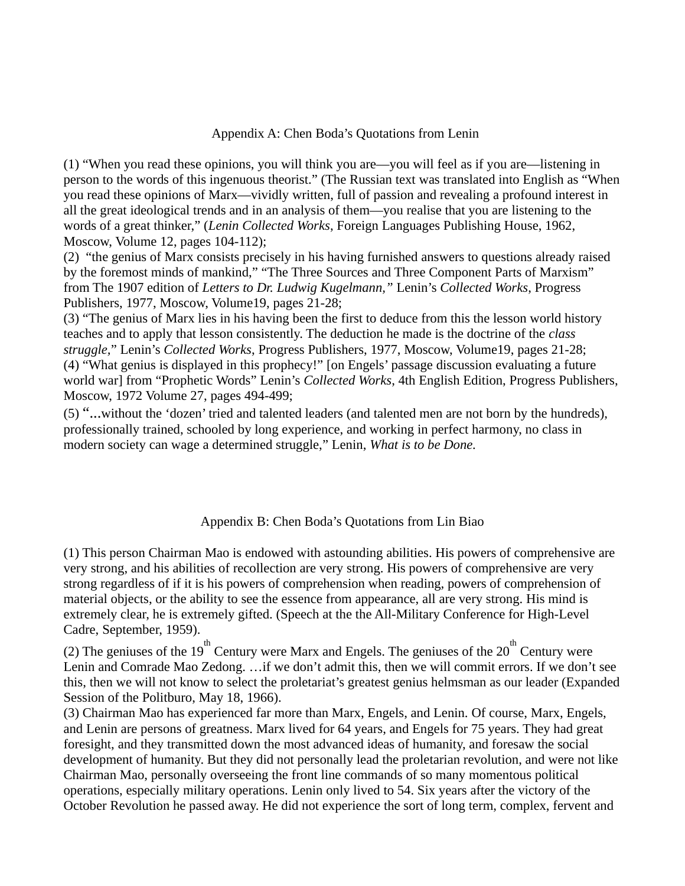## Appendix A: Chen Boda's Quotations from Lenin

(1) "When you read these opinions, you will think you are—you will feel as if you are—listening in person to the words of this ingenuous theorist." (The Russian text was translated into English as "When you read these opinions of Marx—vividly written, full of passion and revealing a profound interest in all the great ideological trends and in an analysis of them—you realise that you are listening to the words of a great thinker," (*Lenin Collected Works*, Foreign Languages Publishing House, 1962, Moscow, Volume 12, pages 104-112);

(2) "the genius of Marx consists precisely in his having furnished answers to questions already raised by the foremost minds of mankind," "The Three Sources and Three Component Parts of Marxism" from The 1907 edition of *Letters to Dr. Ludwig Kugelmann,"* Lenin's *Collected Works*, Progress Publishers, 1977, Moscow, Volume19, pages 21-28;

(3) "The genius of Marx lies in his having been the first to deduce from this the lesson world history teaches and to apply that lesson consistently. The deduction he made is the doctrine of the *class struggle*," Lenin's *Collected Works*, Progress Publishers, 1977, Moscow, Volume19, pages 21-28;

(4) "What genius is displayed in this prophecy!" [on Engels' passage discussion evaluating a future world war] from "Prophetic Words" Lenin's *Collected Works*, 4th English Edition, Progress Publishers, Moscow, 1972 Volume 27, pages 494-499;

(5) "...without the 'dozen' tried and talented leaders (and talented men are not born by the hundreds), professionally trained, schooled by long experience, and working in perfect harmony, no class in modern society can wage a determined struggle," Lenin, *What is to be Done.*

## Appendix B: Chen Boda's Quotations from Lin Biao

(1) This person Chairman Mao is endowed with astounding abilities. His powers of comprehensive are very strong, and his abilities of recollection are very strong. His powers of comprehensive are very strong regardless of if it is his powers of comprehension when reading, powers of comprehension of material objects, or the ability to see the essence from appearance, all are very strong. His mind is extremely clear, he is extremely gifted. (Speech at the the All-Military Conference for High-Level Cadre, September, 1959).

(2) The geniuses of the 19th Century were Marx and Engels. The geniuses of the 20th Century were Lenin and Comrade Mao Zedong. …if we don't admit this, then we will commit errors. If we don't see this, then we will not know to select the proletariat's greatest genius helmsman as our leader (Expanded Session of the Politburo, May 18, 1966).

(3) Chairman Mao has experienced far more than Marx, Engels, and Lenin. Of course, Marx, Engels, and Lenin are persons of greatness. Marx lived for 64 years, and Engels for 75 years. They had great foresight, and they transmitted down the most advanced ideas of humanity, and foresaw the social development of humanity. But they did not personally lead the proletarian revolution, and were not like Chairman Mao, personally overseeing the front line commands of so many momentous political operations, especially military operations. Lenin only lived to 54. Six years after the victory of the October Revolution he passed away. He did not experience the sort of long term, complex, fervent and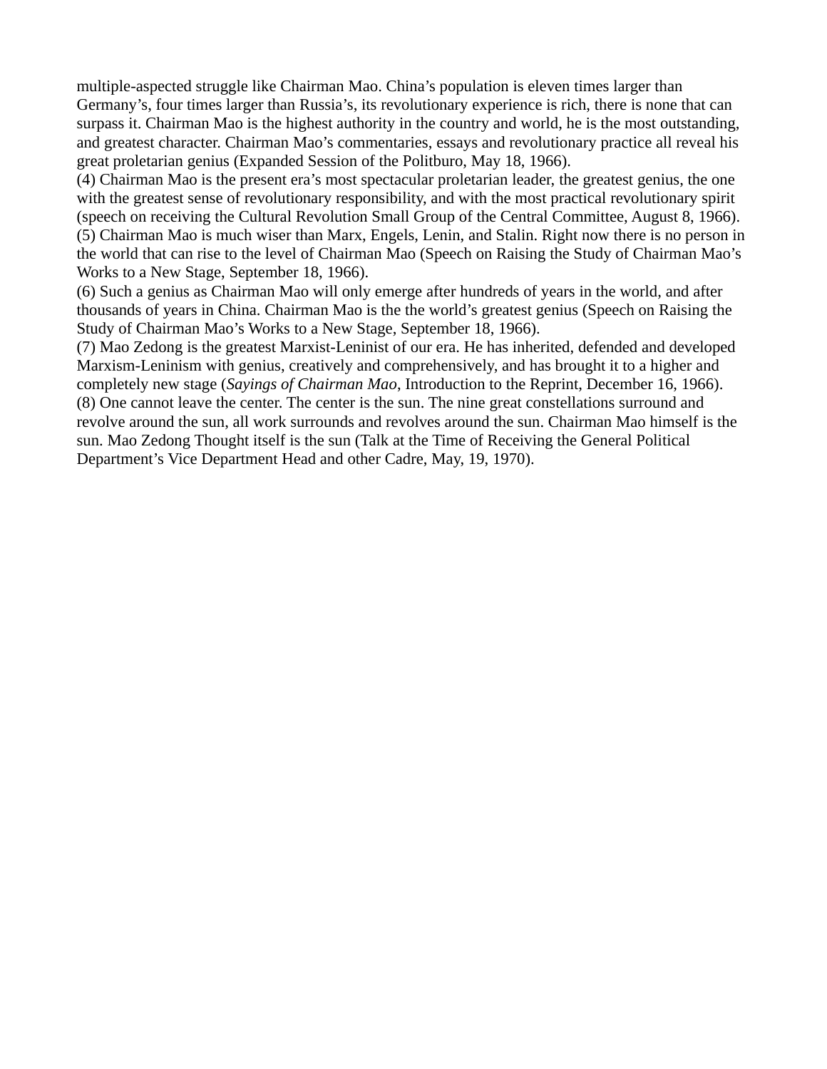multiple-aspected struggle like Chairman Mao. China's population is eleven times larger than Germany's, four times larger than Russia's, its revolutionary experience is rich, there is none that can surpass it. Chairman Mao is the highest authority in the country and world, he is the most outstanding, and greatest character. Chairman Mao's commentaries, essays and revolutionary practice all reveal his great proletarian genius (Expanded Session of the Politburo, May 18, 1966).
(4) Chairman Mao is the present era's most spectacular proletarian leader, the greatest genius, the one with the greatest sense of revolutionary responsibility, and with the most practical revolutionary spirit (speech on receiving the Cultural Revolution Small Group of the Central Committee, August 8, 1966).
(5) Chairman Mao is much wiser than Marx, Engels, Lenin, and Stalin. Right now there is no person in the world that can rise to the level of Chairman Mao (Speech on Raising the Study of Chairman Mao's Works to a New Stage, September 18, 1966).
(6) Such a genius as Chairman Mao will only emerge after hundreds of years in the world, and after thousands of years in China. Chairman Mao is the the world's greatest genius (Speech on Raising the Study of Chairman Mao's Works to a New Stage, September 18, 1966).
(7) Mao Zedong is the greatest Marxist-Leninist of our era. He has inherited, defended and developed Marxism-Leninism with genius, creatively and comprehensively, and has brought it to a higher and completely new stage (*Sayings of Chairman Mao*, Introduction to the Reprint, December 16, 1966).
(8) One cannot leave the center. The center is the sun. The nine great constellations surround and revolve around the sun, all work surrounds and revolves around the sun. Chairman Mao himself is the sun. Mao Zedong Thought itself is the sun (Talk at the Time of Receiving the General Political Department's Vice Department Head and other Cadre, May, 19, 1970).